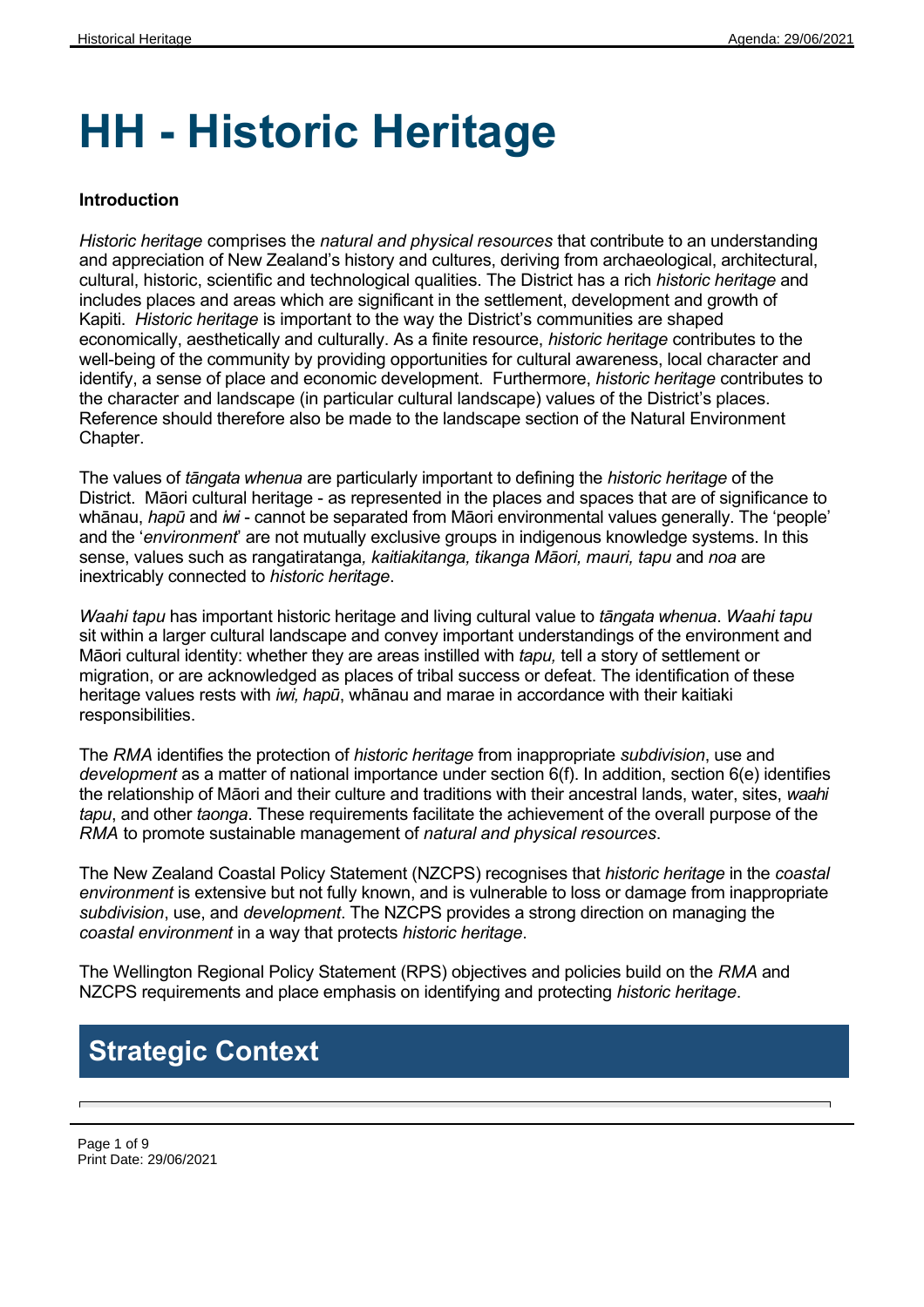# HH - Historic Heritage

**Introduction**

*Historic heritage* comprises the *natural and physical resources* that contribute to an understanding and appreciation of New Zealand's history and cultures, deriving from archaeological, architectural, cultural, historic, scientific and technological qualities. The District has a rich *historic heritage* and includes places and areas which are significant in the settlement, development and growth of Kapiti. *Historic heritage* is important to the way the District's communities are shaped economically, aesthetically and culturally. As a finite resource, *historic heritage* contributes to the well-being of the community by providing opportunities for cultural awareness, local character and identify, a sense of place and economic development. Furthermore, *historic heritage* contributes to the character and landscape (in particular cultural landscape) values of the District's places. Reference should therefore also be made to the landscape section of the Natural Environment Chapter.

The values of *tāngata whenua* are particularly important to defining the *historic heritage* of the District. Māori cultural heritage - as represented in the places and spaces that are of significance to whānau, *hapū* and *iwi* - cannot be separated from Māori environmental values generally. The 'people' and the '*environment*' are not mutually exclusive groups in indigenous knowledge systems. In this sense, values such as rangatiratanga, *kaitiakitanga, tikanga Māori, mauri, tapu* and *noa* are inextricably connected to *historic heritage*.

*Waahi tapu* has important historic heritage and living cultural value to *tāngata whenua*. *Waahi tapu* sit within a larger cultural landscape and convey important understandings of the environment and Māori cultural identity: whether they are areas instilled with *tapu,* tell a story of settlement or migration, or are acknowledged as places of tribal success or defeat. The identification of these heritage values rests with *iwi, hapū*, whānau and marae in accordance with their kaitiaki responsibilities.

The *RMA* identifies the protection of *historic heritage* from inappropriate *subdivision*, use and *development* as a matter of national importance under section 6(f). In addition, section 6(e) identifies the relationship of Māori and their culture and traditions with their ancestral lands, water, sites, *waahi tapu*, and other *taonga*. These requirements facilitate the achievement of the overall purpose of the *RMA* to promote sustainable management of *natural and physical resources*.

The New Zealand Coastal Policy Statement (NZCPS) recognises that *historic heritage* in the *coastal environment* is extensive but not fully known, and is vulnerable to loss or damage from inappropriate *subdivision*, use, and *development*. The NZCPS provides a strong direction on managing the *coastal environment* in a way that protects *historic heritage*.

The Wellington Regional Policy Statement (RPS) objectives and policies build on the *RMA* and NZCPS requirements and place emphasis on identifying and protecting *historic heritage*.

## Strategic Context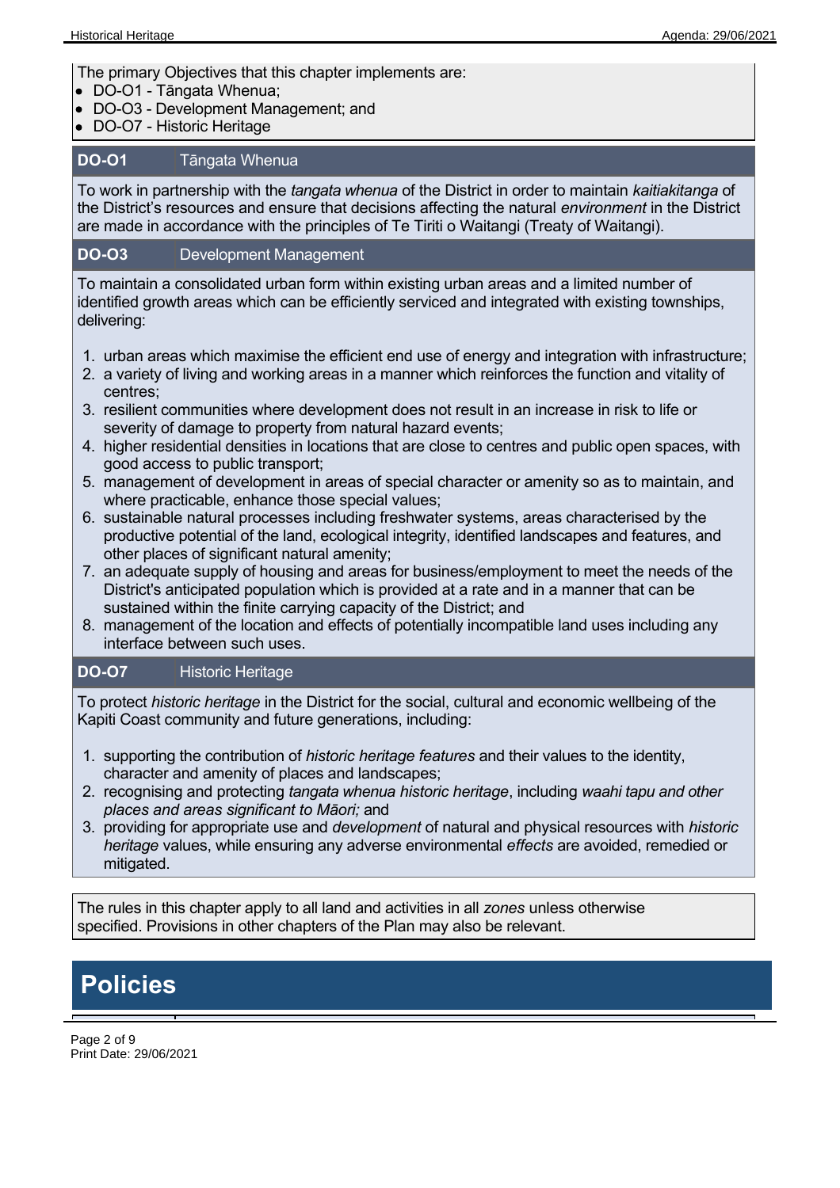The primary Objectives that this chapter implements are:

- DO-O1 - Tāngata Whenua;
- DO-O3 - Development Management; and
- DO-O7 - Historic Heritage

| **DO-O1** | Tāngata Whenua |
|---|---|

To work in partnership with the *tangata whenua* of the District in order to maintain *kaitiakitanga* of the District's resources and ensure that decisions affecting the natural *environment* in the District are made in accordance with the principles of Te Tiriti o Waitangi (Treaty of Waitangi).

| **DO-O3** | Development Management |
|---|---|

To maintain a consolidated urban form within existing urban areas and a limited number of identified growth areas which can be efficiently serviced and integrated with existing townships, delivering:

1. urban areas which maximise the efficient end use of energy and integration with infrastructure;
2. a variety of living and working areas in a manner which reinforces the function and vitality of centres;
3. resilient communities where development does not result in an increase in risk to life or severity of damage to property from natural hazard events;
4. higher residential densities in locations that are close to centres and public open spaces, with good access to public transport;
5. management of development in areas of special character or amenity so as to maintain, and where practicable, enhance those special values;
6. sustainable natural processes including freshwater systems, areas characterised by the productive potential of the land, ecological integrity, identified landscapes and features, and other places of significant natural amenity;
7. an adequate supply of housing and areas for business/employment to meet the needs of the District's anticipated population which is provided at a rate and in a manner that can be sustained within the finite carrying capacity of the District; and
8. management of the location and effects of potentially incompatible land uses including any interface between such uses.

| **DO-O7** | Historic Heritage |
|---|---|

To protect *historic heritage* in the District for the social, cultural and economic wellbeing of the Kapiti Coast community and future generations, including:

1. supporting the contribution of *historic heritage features* and their values to the identity, character and amenity of places and landscapes;
2. recognising and protecting *tangata whenua historic heritage*, including *waahi tapu and other places and areas significant to Māori;* and
3. providing for appropriate use and *development* of natural and physical resources with *historic heritage* values, while ensuring any adverse environmental *effects* are avoided, remedied or mitigated.

The rules in this chapter apply to all land and activities in all *zones* unless otherwise specified. Provisions in other chapters of the Plan may also be relevant.

# Policies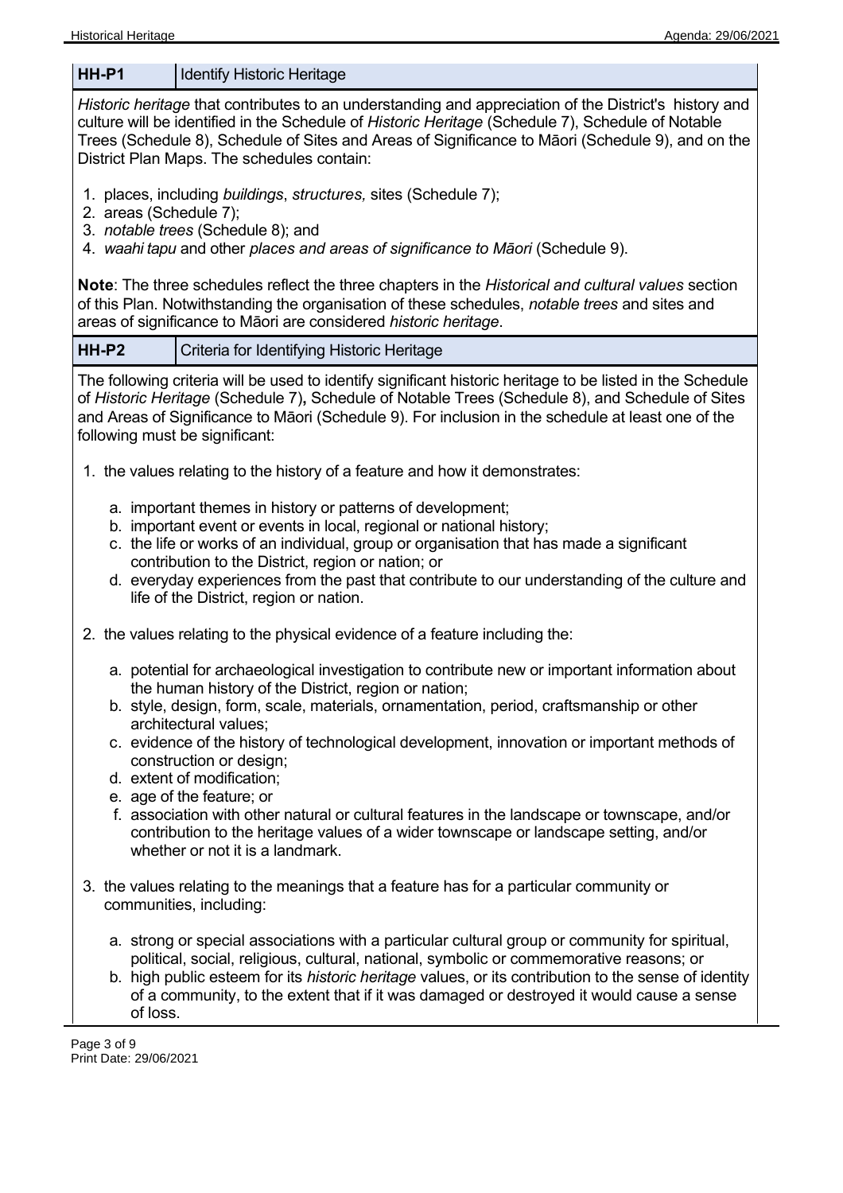## HH-P1 Identify Historic Heritage

*Historic heritage* that contributes to an understanding and appreciation of the District's history and culture will be identified in the Schedule of *Historic Heritage* (Schedule 7), Schedule of Notable Trees (Schedule 8), Schedule of Sites and Areas of Significance to Māori (Schedule 9), and on the District Plan Maps. The schedules contain:

1. places, including *buildings*, *structures,* sites (Schedule 7);
2. areas (Schedule 7);
3. *notable trees* (Schedule 8); and
4. *waahi tapu* and other *places and areas of significance to Māori* (Schedule 9).

**Note**: The three schedules reflect the three chapters in the *Historical and cultural values* section of this Plan. Notwithstanding the organisation of these schedules, *notable trees* and sites and areas of significance to Māori are considered *historic heritage*.

## HH-P2 Criteria for Identifying Historic Heritage

The following criteria will be used to identify significant historic heritage to be listed in the Schedule of *Historic Heritage* (Schedule 7)**,** Schedule of Notable Trees (Schedule 8), and Schedule of Sites and Areas of Significance to Māori (Schedule 9). For inclusion in the schedule at least one of the following must be significant:

1. the values relating to the history of a feature and how it demonstrates:
   a. important themes in history or patterns of development;
   b. important event or events in local, regional or national history;
   c. the life or works of an individual, group or organisation that has made a significant contribution to the District, region or nation; or
   d. everyday experiences from the past that contribute to our understanding of the culture and life of the District, region or nation.
2. the values relating to the physical evidence of a feature including the:
   a. potential for archaeological investigation to contribute new or important information about the human history of the District, region or nation;
   b. style, design, form, scale, materials, ornamentation, period, craftsmanship or other architectural values;
   c. evidence of the history of technological development, innovation or important methods of construction or design;
   d. extent of modification;
   e. age of the feature; or
   f. association with other natural or cultural features in the landscape or townscape, and/or contribution to the heritage values of a wider townscape or landscape setting, and/or whether or not it is a landmark.
3. the values relating to the meanings that a feature has for a particular community or communities, including:
   a. strong or special associations with a particular cultural group or community for spiritual, political, social, religious, cultural, national, symbolic or commemorative reasons; or
   b. high public esteem for its *historic heritage* values, or its contribution to the sense of identity of a community, to the extent that if it was damaged or destroyed it would cause a sense of loss.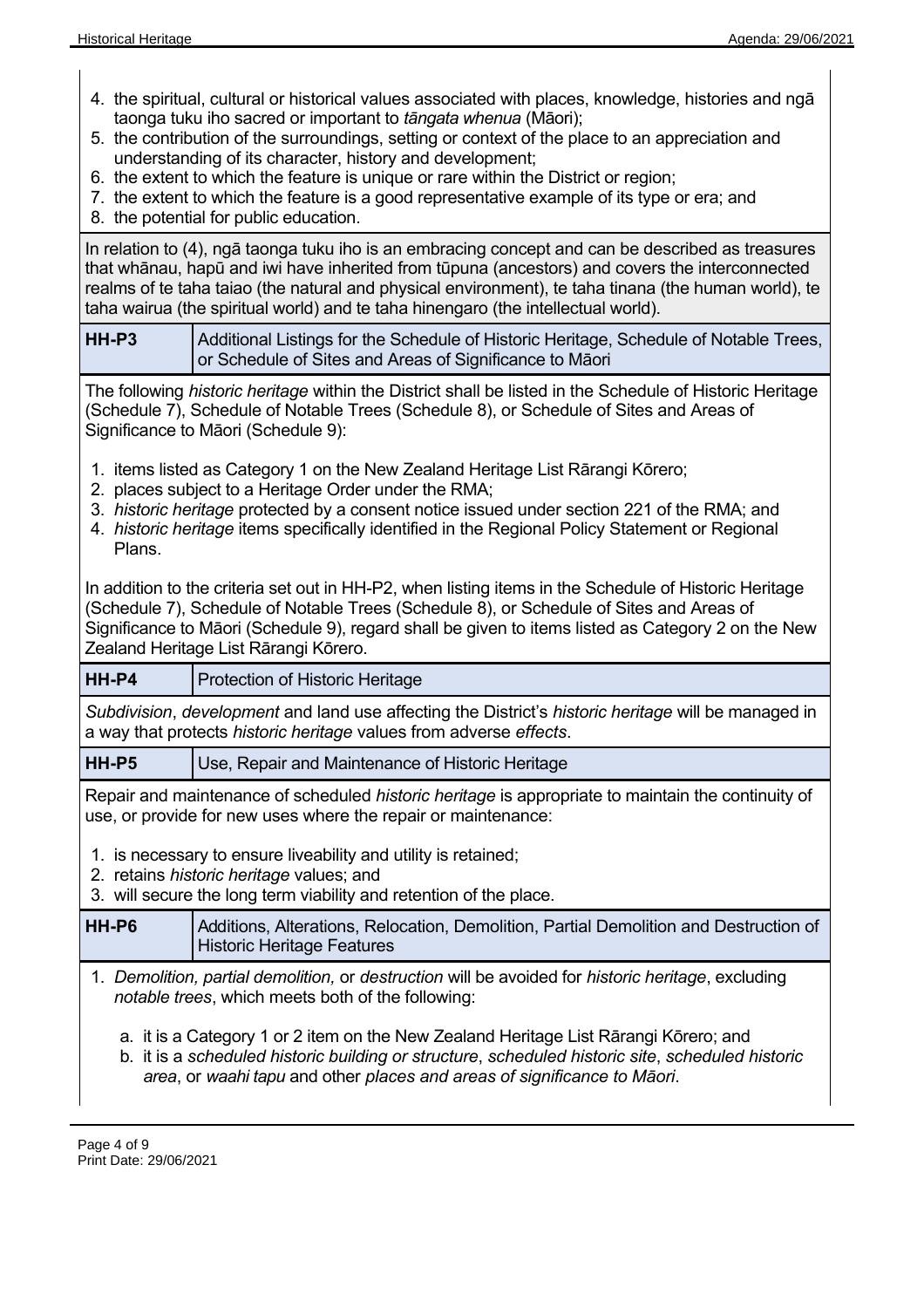4. the spiritual, cultural or historical values associated with places, knowledge, histories and ngā taonga tuku iho sacred or important to *tāngata whenua* (Māori);
5. the contribution of the surroundings, setting or context of the place to an appreciation and understanding of its character, history and development;
6. the extent to which the feature is unique or rare within the District or region;
7. the extent to which the feature is a good representative example of its type or era; and
8. the potential for public education.

In relation to (4), ngā taonga tuku iho is an embracing concept and can be described as treasures that whānau, hapū and iwi have inherited from tūpuna (ancestors) and covers the interconnected realms of te taha taiao (the natural and physical environment), te taha tinana (the human world), te taha wairua (the spiritual world) and te taha hinengaro (the intellectual world).

| **HH-P3** | Additional Listings for the Schedule of Historic Heritage, Schedule of Notable Trees, or Schedule of Sites and Areas of Significance to Māori |
|---|---|

The following *historic heritage* within the District shall be listed in the Schedule of Historic Heritage (Schedule 7), Schedule of Notable Trees (Schedule 8), or Schedule of Sites and Areas of Significance to Māori (Schedule 9):

1. items listed as Category 1 on the New Zealand Heritage List Rārangi Kōrero;
2. places subject to a Heritage Order under the RMA;
3. *historic heritage* protected by a consent notice issued under section 221 of the RMA; and
4. *historic heritage* items specifically identified in the Regional Policy Statement or Regional Plans.

In addition to the criteria set out in HH-P2, when listing items in the Schedule of Historic Heritage (Schedule 7), Schedule of Notable Trees (Schedule 8), or Schedule of Sites and Areas of Significance to Māori (Schedule 9), regard shall be given to items listed as Category 2 on the New Zealand Heritage List Rārangi Kōrero.

| **HH-P4** | Protection of Historic Heritage |
|---|---|

*Subdivision*, *development* and land use affecting the District's *historic heritage* will be managed in a way that protects *historic heritage* values from adverse *effects*.

| **HH-P5** | Use, Repair and Maintenance of Historic Heritage |
|---|---|

Repair and maintenance of scheduled *historic heritage* is appropriate to maintain the continuity of use, or provide for new uses where the repair or maintenance:

1. is necessary to ensure liveability and utility is retained;
2. retains *historic heritage* values; and
3. will secure the long term viability and retention of the place.

| **HH-P6** | Additions, Alterations, Relocation, Demolition, Partial Demolition and Destruction of Historic Heritage Features |
|---|---|

1. *Demolition, partial demolition,* or *destruction* will be avoided for *historic heritage*, excluding *notable trees*, which meets both of the following:

    a. it is a Category 1 or 2 item on the New Zealand Heritage List Rārangi Kōrero; and
    b. it is a *scheduled historic building or structure*, *scheduled historic site*, *scheduled historic area*, or *waahi tapu* and other *places and areas of significance to Māori*.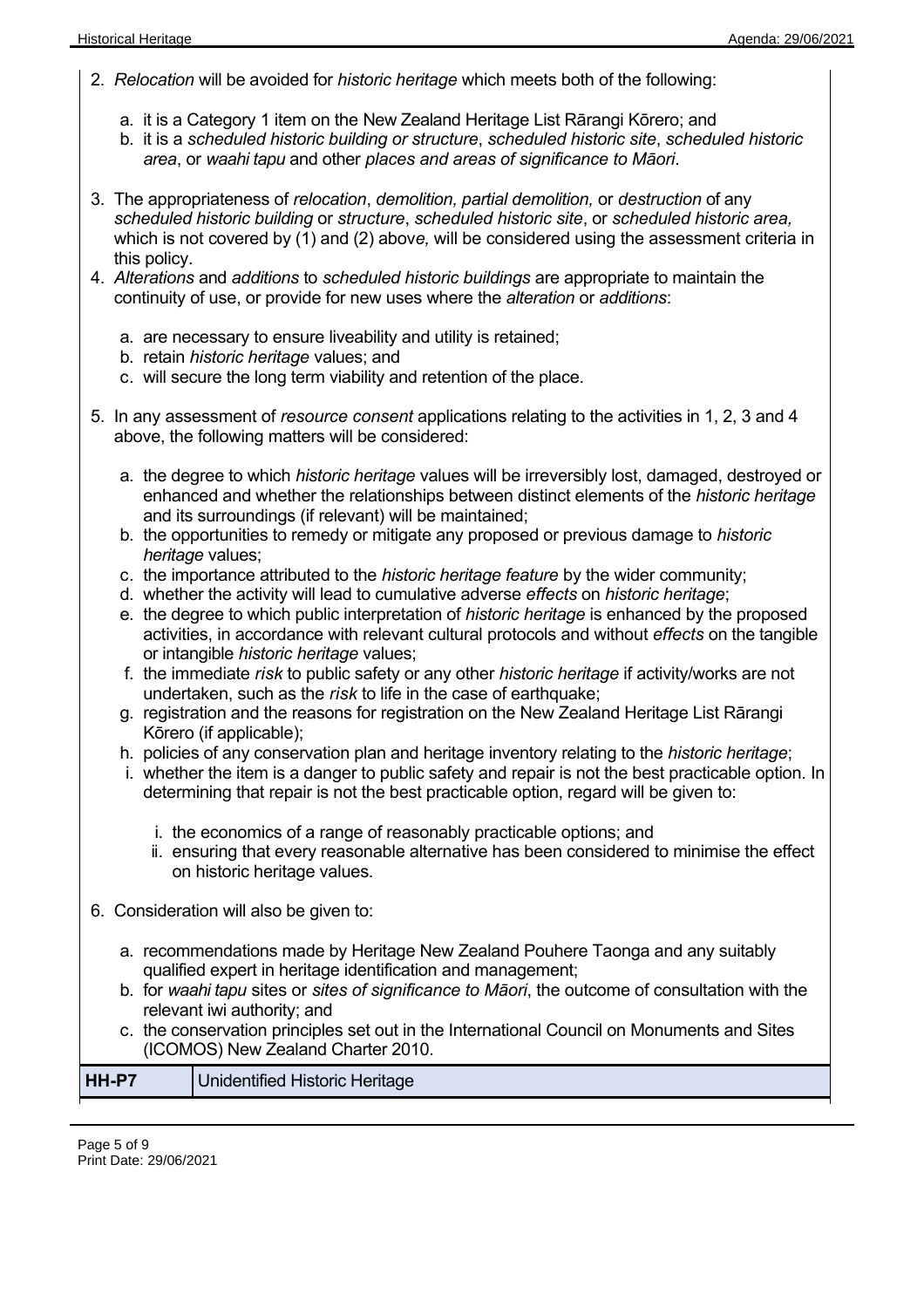2. *Relocation* will be avoided for *historic heritage* which meets both of the following:

    a. it is a Category 1 item on the New Zealand Heritage List Rārangi Kōrero; and
    b. it is a *scheduled historic building or structure*, *scheduled historic site*, *scheduled historic area*, or *waahi tapu* and other *places and areas of significance to Māori*.

3. The appropriateness of *relocation*, *demolition, partial demolition,* or *destruction* of any *scheduled historic building* or *structure*, *scheduled historic site*, or *scheduled historic area,* which is not covered by (1) and (2) above*,* will be considered using the assessment criteria in this policy.
4. *Alterations* and *additions* to *scheduled historic buildings* are appropriate to maintain the continuity of use, or provide for new uses where the *alteration* or *additions*:

    a. are necessary to ensure liveability and utility is retained;
    b. retain *historic heritage* values; and
    c. will secure the long term viability and retention of the place.

5. In any assessment of *resource consent* applications relating to the activities in 1, 2, 3 and 4 above, the following matters will be considered:

    a. the degree to which *historic heritage* values will be irreversibly lost, damaged, destroyed or enhanced and whether the relationships between distinct elements of the *historic heritage* and its surroundings (if relevant) will be maintained;
    b. the opportunities to remedy or mitigate any proposed or previous damage to *historic heritage* values;
    c. the importance attributed to the *historic heritage feature* by the wider community;
    d. whether the activity will lead to cumulative adverse *effects* on *historic heritage*;
    e. the degree to which public interpretation of *historic heritage* is enhanced by the proposed activities, in accordance with relevant cultural protocols and without *effects* on the tangible or intangible *historic heritage* values;
    f. the immediate *risk* to public safety or any other *historic heritage* if activity/works are not undertaken, such as the *risk* to life in the case of earthquake;
    g. registration and the reasons for registration on the New Zealand Heritage List Rārangi Kōrero (if applicable);
    h. policies of any conservation plan and heritage inventory relating to the *historic heritage*;
    i. whether the item is a danger to public safety and repair is not the best practicable option. In determining that repair is not the best practicable option, regard will be given to:

        i. the economics of a range of reasonably practicable options; and
        ii. ensuring that every reasonable alternative has been considered to minimise the effect on historic heritage values.

6. Consideration will also be given to:

    a. recommendations made by Heritage New Zealand Pouhere Taonga and any suitably qualified expert in heritage identification and management;
    b. for *waahi tapu* sites or *sites of significance to Māori*, the outcome of consultation with the relevant iwi authority; and
    c. the conservation principles set out in the International Council on Monuments and Sites (ICOMOS) New Zealand Charter 2010.

| **HH-P7** | Unidentified Historic Heritage |
|---|---|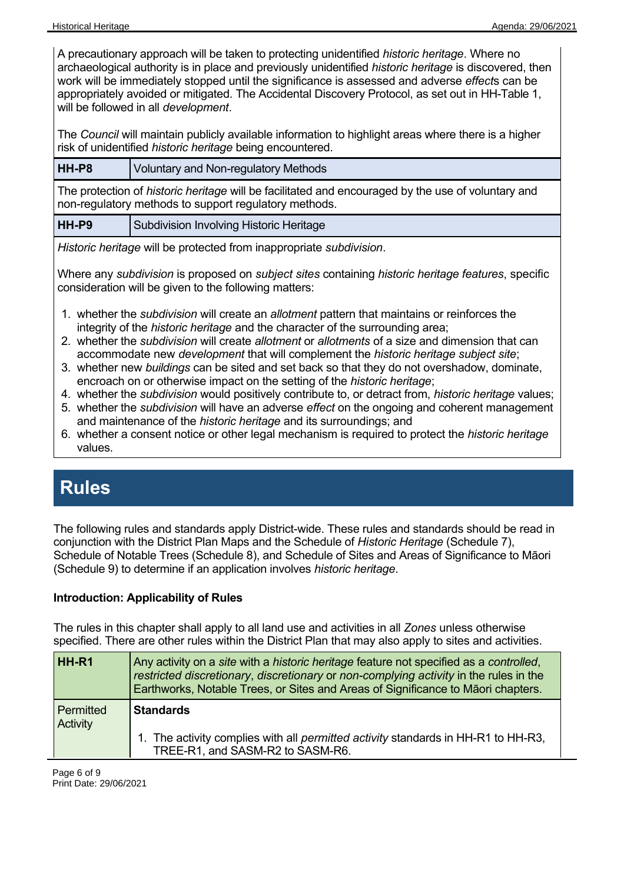A precautionary approach will be taken to protecting unidentified *historic heritage*. Where no archaeological authority is in place and previously unidentified *historic heritage* is discovered, then work will be immediately stopped until the significance is assessed and adverse *effect*s can be appropriately avoided or mitigated. The Accidental Discovery Protocol, as set out in HH-Table 1, will be followed in all *development*.

The *Council* will maintain publicly available information to highlight areas where there is a higher risk of unidentified *historic heritage* being encountered.

| **HH-P8** | Voluntary and Non-regulatory Methods |
|---|---|

The protection of *historic heritage* will be facilitated and encouraged by the use of voluntary and non-regulatory methods to support regulatory methods.

| **HH-P9** | Subdivision Involving Historic Heritage |
|---|---|

*Historic heritage* will be protected from inappropriate *subdivision*.

Where any *subdivision* is proposed on *subject sites* containing *historic heritage features*, specific consideration will be given to the following matters:

1. whether the *subdivision* will create an *allotment* pattern that maintains or reinforces the integrity of the *historic heritage* and the character of the surrounding area;
2. whether the *subdivision* will create *allotment* or *allotments* of a size and dimension that can accommodate new *development* that will complement the *historic heritage subject site*;
3. whether new *buildings* can be sited and set back so that they do not overshadow, dominate, encroach on or otherwise impact on the setting of the *historic heritage*;
4. whether the *subdivision* would positively contribute to, or detract from, *historic heritage* values;
5. whether the *subdivision* will have an adverse *effect* on the ongoing and coherent management and maintenance of the *historic heritage* and its surroundings; and
6. whether a consent notice or other legal mechanism is required to protect the *historic heritage* values.

# Rules

The following rules and standards apply District-wide. These rules and standards should be read in conjunction with the District Plan Maps and the Schedule of *Historic Heritage* (Schedule 7), Schedule of Notable Trees (Schedule 8), and Schedule of Sites and Areas of Significance to Māori (Schedule 9) to determine if an application involves *historic heritage*.

**Introduction: Applicability of Rules**

The rules in this chapter shall apply to all land use and activities in all *Zones* unless otherwise specified. There are other rules within the District Plan that may also apply to sites and activities.

| **HH-R1** | Any activity on a *site* with a *historic heritage* feature not specified as a *controlled*, *restricted discretionary*, *discretionary* or *non-complying activity* in the rules in the Earthworks, Notable Trees, or Sites and Areas of Significance to Māori chapters. |
|---|---|
| Permitted Activity | **Standards**<br><br>1. The activity complies with all *permitted activity* standards in HH-R1 to HH-R3, TREE-R1, and SASM-R2 to SASM-R6. |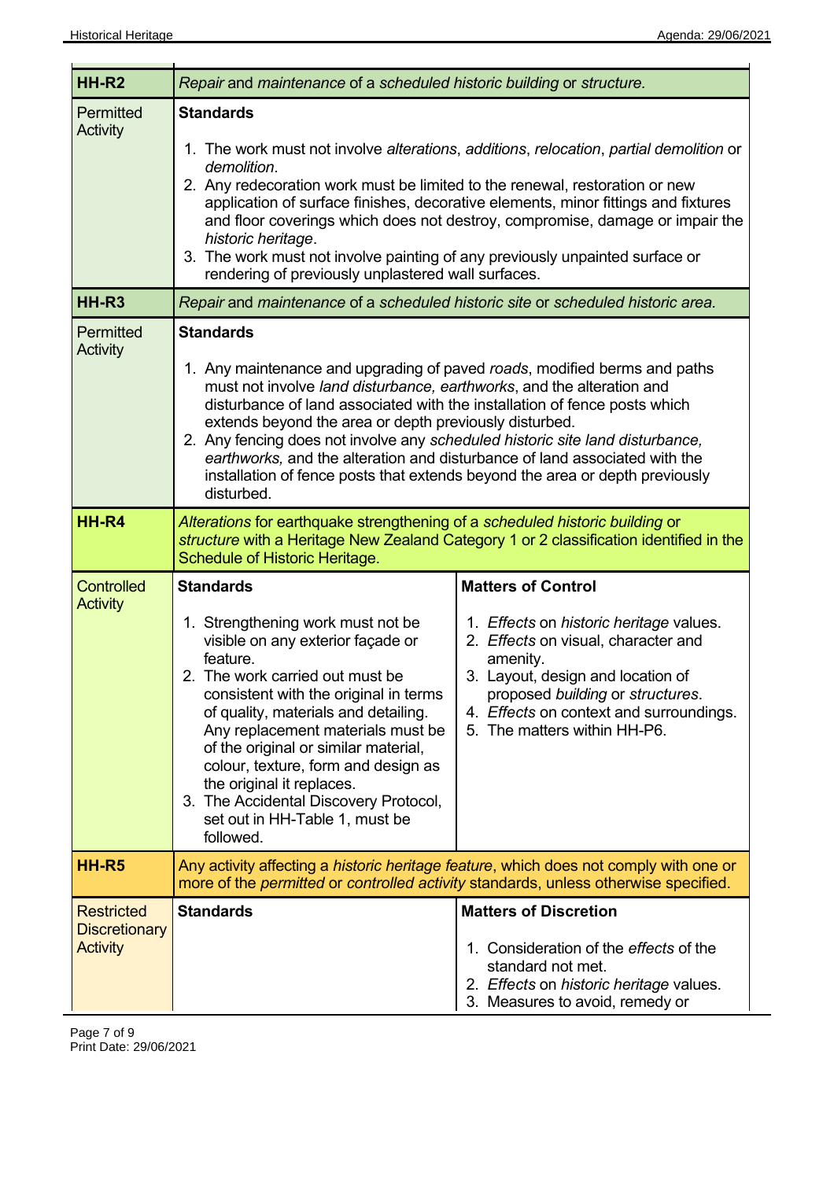| | | |
|---|---|---|
| **HH-R2** | *Repair* and *maintenance* of a *scheduled historic building* or *structure.* | |
| Permitted Activity | **Standards**<br><br>1. The work must not involve *alterations*, *additions*, *relocation*, *partial demolition* or *demolition*.<br>2. Any redecoration work must be limited to the renewal, restoration or new application of surface finishes, decorative elements, minor fittings and fixtures and floor coverings which does not destroy, compromise, damage or impair the *historic heritage*.<br>3. The work must not involve painting of any previously unpainted surface or rendering of previously unplastered wall surfaces. | |
| **HH-R3** | *Repair* and *maintenance* of a *scheduled historic site* or *scheduled historic area.* | |
| Permitted Activity | **Standards**<br><br>1. Any maintenance and upgrading of paved *roads*, modified berms and paths must not involve *land disturbance, earthworks*, and the alteration and disturbance of land associated with the installation of fence posts which extends beyond the area or depth previously disturbed.<br>2. Any fencing does not involve any *scheduled historic site land disturbance, earthworks,* and the alteration and disturbance of land associated with the installation of fence posts that extends beyond the area or depth previously disturbed. | |
| **HH-R4** | *Alterations* for earthquake strengthening of a *scheduled historic building* or *structure* with a Heritage New Zealand Category 1 or 2 classification identified in the Schedule of Historic Heritage. | |
| Controlled Activity | **Standards**<br><br>1. Strengthening work must not be visible on any exterior façade or feature.<br>2. The work carried out must be consistent with the original in terms of quality, materials and detailing. Any replacement materials must be of the original or similar material, colour, texture, form and design as the original it replaces.<br>3. The Accidental Discovery Protocol, set out in HH-Table 1, must be followed. | **Matters of Control**<br><br>1. *Effects* on *historic heritage* values.<br>2. *Effects* on visual, character and amenity.<br>3. Layout, design and location of proposed *building* or *structures*.<br>4. *Effects* on context and surroundings.<br>5. The matters within HH-P6. |
| **HH-R5** | Any activity affecting a *historic heritage feature*, which does not comply with one or more of the *permitted* or *controlled activity* standards, unless otherwise specified. | |
| Restricted Discretionary Activity | **Standards** | **Matters of Discretion**<br><br>1. Consideration of the *effects* of the standard not met.<br>2. *Effects* on *historic heritage* values.<br>3. Measures to avoid, remedy or |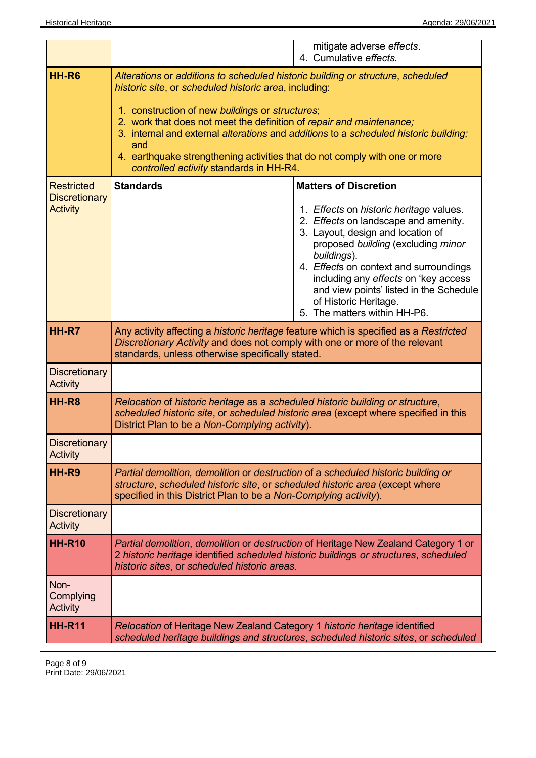| | | |
|---|---|---|
| | | mitigate adverse *effects*.<br>4. Cumulative *effects.* |
| **HH-R6** | *Alterations* or *additions to scheduled historic building or structure*, *scheduled historic site*, or *scheduled historic area*, including:<br><br>1. construction of new *buildings* or *structures*;<br>2. work that does not meet the definition of *repair and maintenance;*<br>3. internal and external *alterations* and *additions* to a *scheduled historic building;* and<br>4. earthquake strengthening activities that do not comply with one or more *controlled activity* standards in HH-R4. | |
| Restricted Discretionary Activity | **Standards** | **Matters of Discretion**<br><br>1. *Effects* on *historic heritage* values.<br>2. *Effects* on landscape and amenity.<br>3. Layout, design and location of proposed *building* (excluding *minor buildings*).<br>4. *Effects* on context and surroundings including any *effects* on 'key access and view points' listed in the Schedule of Historic Heritage.<br>5. The matters within HH-P6. |
| **HH-R7** | Any activity affecting a *historic heritage* feature which is specified as a *Restricted Discretionary Activity* and does not comply with one or more of the relevant standards, unless otherwise specifically stated. | |
| Discretionary Activity | | |
| **HH-R8** | *Relocation* of *historic heritage* as a *scheduled historic building or structure*, *scheduled historic site*, or *scheduled historic area* (except where specified in this District Plan to be a *Non-Complying activity*). | |
| Discretionary Activity | | |
| **HH-R9** | *Partial demolition, demolition* or *destruction* of a *scheduled historic building or structure*, *scheduled historic site*, or *scheduled historic area* (except where specified in this District Plan to be a *Non-Complying activity*). | |
| Discretionary Activity | | |
| **HH-R10** | *Partial demolition*, *demolition* or *destruction* of Heritage New Zealand Category 1 or 2 *historic heritage* identified *scheduled historic buildings or structures*, *scheduled historic sites*, or *scheduled historic areas.* | |
| Non-Complying Activity | | |
| **HH-R11** | *Relocation* of Heritage New Zealand Category 1 *historic heritage* identified *scheduled heritage buildings and structures*, *scheduled historic sites*, or *scheduled* | |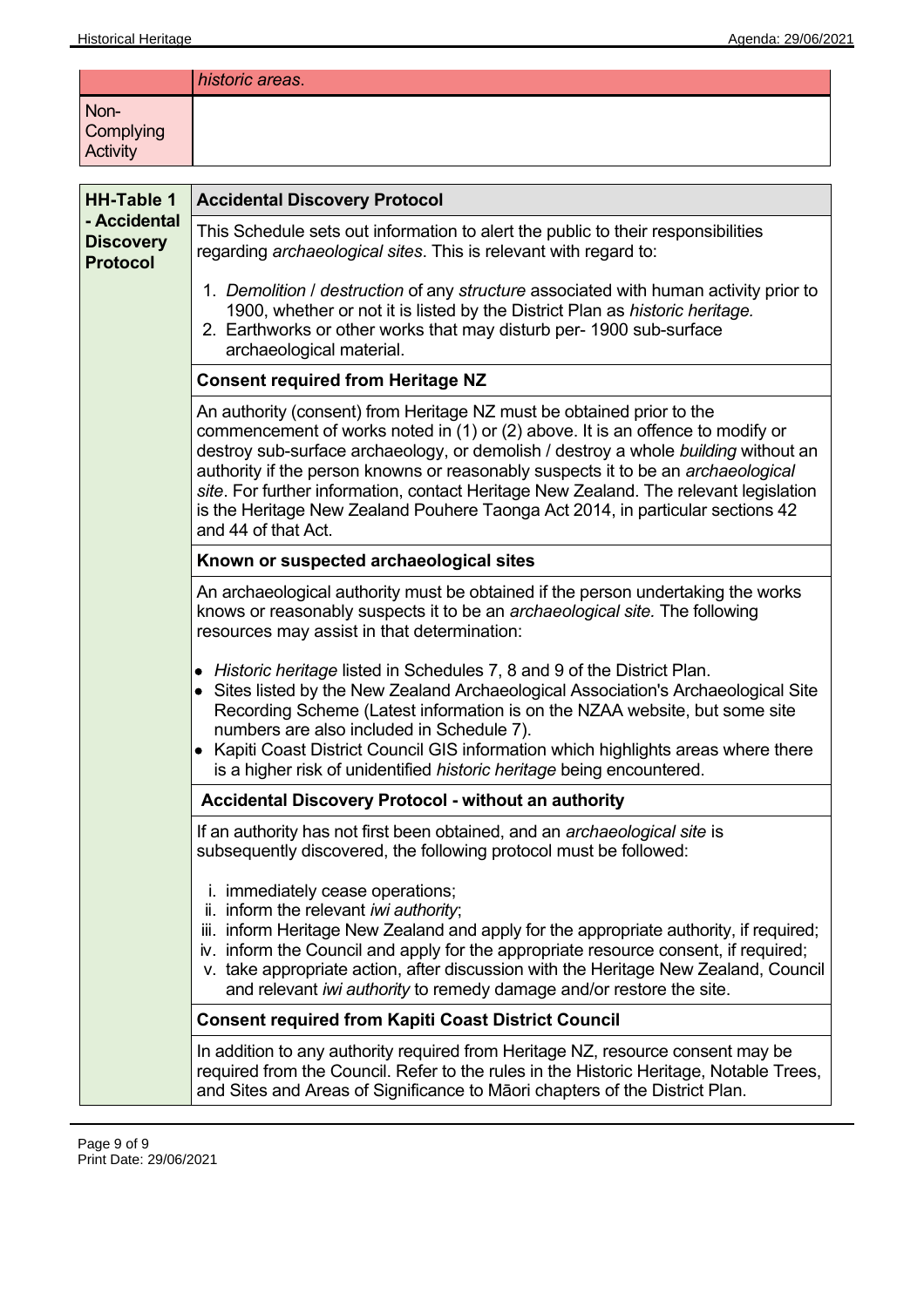| | |
|---|---|
| | *historic areas*. |
| Non-Complying Activity | |

| | |
|---|---|
| **HH-Table 1 - Accidental Discovery Protocol** | **Accidental Discovery Protocol** |
| | This Schedule sets out information to alert the public to their responsibilities regarding *archaeological sites*. This is relevant with regard to:<br><br>1. *Demolition* / *destruction* of any *structure* associated with human activity prior to 1900, whether or not it is listed by the District Plan as *historic heritage.*<br>2. Earthworks or other works that may disturb per- 1900 sub-surface archaeological material. |
| | **Consent required from Heritage NZ** |
| | An authority (consent) from Heritage NZ must be obtained prior to the commencement of works noted in (1) or (2) above. It is an offence to modify or destroy sub-surface archaeology, or demolish / destroy a whole *building* without an authority if the person knowns or reasonably suspects it to be an *archaeological site*. For further information, contact Heritage New Zealand. The relevant legislation is the Heritage New Zealand Pouhere Taonga Act 2014, in particular sections 42 and 44 of that Act. |
| | **Known or suspected archaeological sites** |
| | An archaeological authority must be obtained if the person undertaking the works knows or reasonably suspects it to be an *archaeological site.* The following resources may assist in that determination:<br><br>• *Historic heritage* listed in Schedules 7, 8 and 9 of the District Plan.<br>• Sites listed by the New Zealand Archaeological Association's Archaeological Site Recording Scheme (Latest information is on the NZAA website, but some site numbers are also included in Schedule 7).<br>• Kapiti Coast District Council GIS information which highlights areas where there is a higher risk of unidentified *historic heritage* being encountered. |
| | **Accidental Discovery Protocol - without an authority** |
| | If an authority has not first been obtained, and an *archaeological site* is subsequently discovered, the following protocol must be followed:<br><br>i. immediately cease operations;<br>ii. inform the relevant *iwi authority*;<br>iii. inform Heritage New Zealand and apply for the appropriate authority, if required;<br>iv. inform the Council and apply for the appropriate resource consent, if required;<br>v. take appropriate action, after discussion with the Heritage New Zealand, Council and relevant *iwi authority* to remedy damage and/or restore the site. |
| | **Consent required from Kapiti Coast District Council** |
| | In addition to any authority required from Heritage NZ, resource consent may be required from the Council. Refer to the rules in the Historic Heritage, Notable Trees, and Sites and Areas of Significance to Māori chapters of the District Plan. |